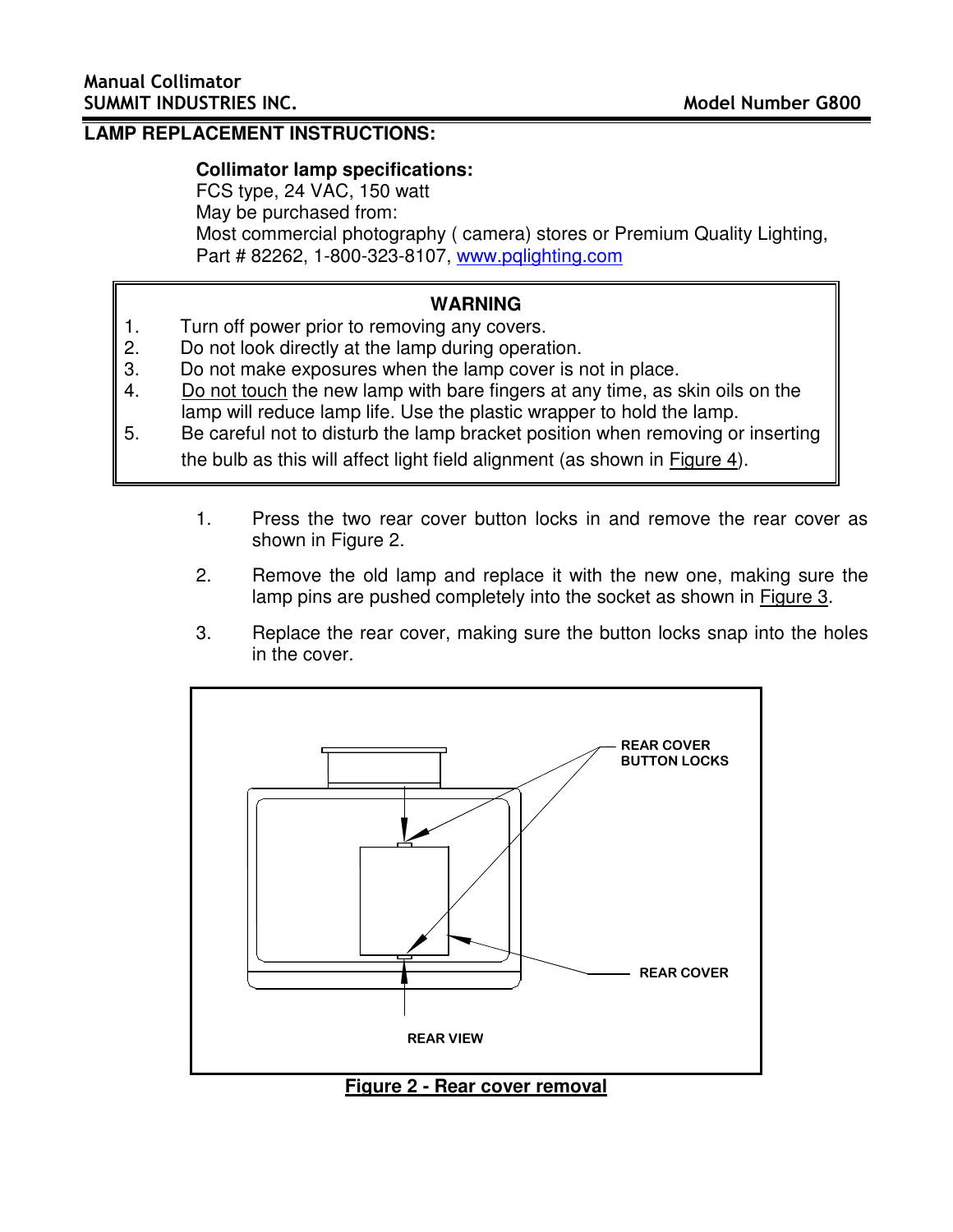Manual Collimator
SUMMIT INDUSTRIES INC. Model Number G800

## LAMP REPLACEMENT INSTRUCTIONS:

**Collimator lamp specifications:**
FCS type, 24 VAC, 150 watt
May be purchased from:
Most commercial photography ( camera) stores or Premium Quality Lighting, Part # 82262, 1-800-323-8107, www.pqlighting.com

**WARNING**

1. Turn off power prior to removing any covers.
2. Do not look directly at the lamp during operation.
3. Do not make exposures when the lamp cover is not in place.
4. Do not touch the new lamp with bare fingers at any time, as skin oils on the lamp will reduce lamp life. Use the plastic wrapper to hold the lamp.
5. Be careful not to disturb the lamp bracket position when removing or inserting the bulb as this will affect light field alignment (as shown in Figure 4).

1. Press the two rear cover button locks in and remove the rear cover as shown in Figure 2.
2. Remove the old lamp and replace it with the new one, making sure the lamp pins are pushed completely into the socket as shown in Figure 3.
3. Replace the rear cover, making sure the button locks snap into the holes in the cover.

REAR COVER BUTTON LOCKS

REAR COVER

REAR VIEW

**Figure 2 - Rear cover removal**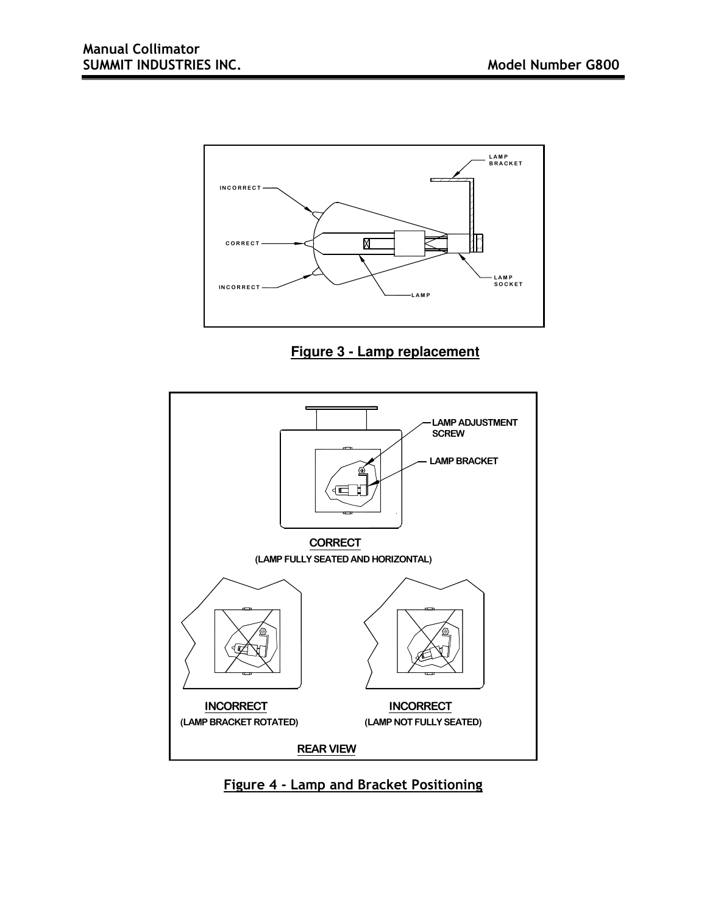LAMP BRACKET

INCORRECT

CORRECT

INCORRECT

LAMP

LAMP SOCKET

**Figure 3 - Lamp replacement**

LAMP ADJUSTMENT SCREW

LAMP BRACKET

CORRECT

(LAMP FULLY SEATED AND HORIZONTAL)

INCORRECT

(LAMP BRACKET ROTATED)

INCORRECT

(LAMP NOT FULLY SEATED)

REAR VIEW

**Figure 4 - Lamp and Bracket Positioning**